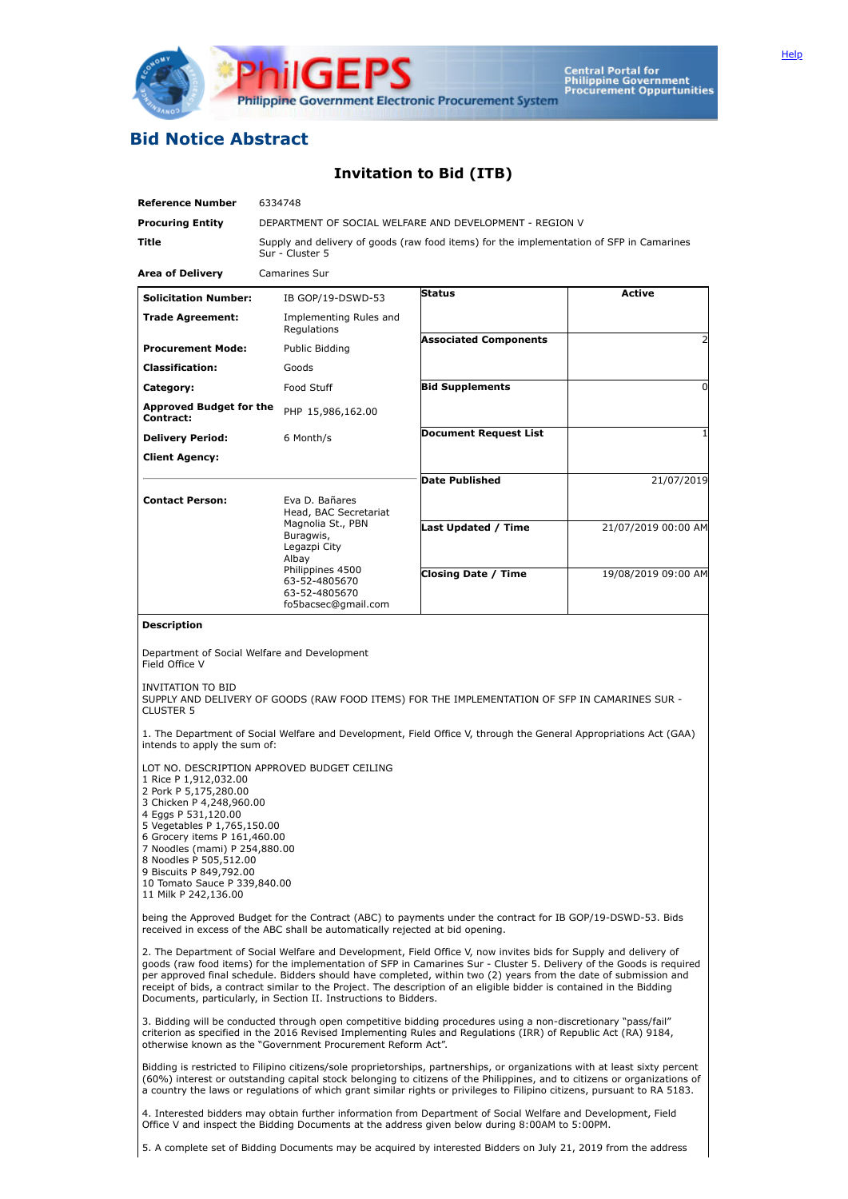# Bid Notice Abstract

## Invitation to Bid (ITB)

| | |
|---|---|
| **Reference Number** | 6334748 |
| **Procuring Entity** | DEPARTMENT OF SOCIAL WELFARE AND DEVELOPMENT - REGION V |
| **Title** | Supply and delivery of goods (raw food items) for the implementation of SFP in Camarines Sur - Cluster 5 |
| **Area of Delivery** | Camarines Sur |

| | | | |
|---|---|---|---|
| **Solicitation Number:** | IB GOP/19-DSWD-53 | **Status** | Active |
| **Trade Agreement:** | Implementing Rules and Regulations | **Associated Components** | 2 |
| **Procurement Mode:** | Public Bidding | **Bid Supplements** | 0 |
| **Classification:** | Goods | **Document Request List** | 1 |
| **Category:** | Food Stuff | **Date Published** | 21/07/2019 |
| **Approved Budget for the Contract:** | PHP 15,986,162.00 | **Last Updated / Time** | 21/07/2019 00:00 AM |
| **Delivery Period:** | 6 Month/s | **Closing Date / Time** | 19/08/2019 09:00 AM |
| **Client Agency:** | | | |
| **Contact Person:** | Eva D. Bañares<br>Head, BAC Secretariat<br>Magnolia St., PBN<br>Buragwis,<br>Legazpi City<br>Albay<br>Philippines 4500<br>63-52-4805670<br>63-52-4805670<br>fo5bacsec@gmail.com | | |

**Description**

Department of Social Welfare and Development
Field Office V

INVITATION TO BID
SUPPLY AND DELIVERY OF GOODS (RAW FOOD ITEMS) FOR THE IMPLEMENTATION OF SFP IN CAMARINES SUR - CLUSTER 5

1. The Department of Social Welfare and Development, Field Office V, through the General Appropriations Act (GAA) intends to apply the sum of:

LOT NO. DESCRIPTION APPROVED BUDGET CEILING
1 Rice P 1,912,032.00
2 Pork P 5,175,280.00
3 Chicken P 4,248,960.00
4 Eggs P 531,120.00
5 Vegetables P 1,765,150.00
6 Grocery items P 161,460.00
7 Noodles (mami) P 254,880.00
8 Noodles P 505,512.00
9 Biscuits P 849,792.00
10 Tomato Sauce P 339,840.00
11 Milk P 242,136.00

being the Approved Budget for the Contract (ABC) to payments under the contract for IB GOP/19-DSWD-53. Bids received in excess of the ABC shall be automatically rejected at bid opening.

2. The Department of Social Welfare and Development, Field Office V, now invites bids for Supply and delivery of goods (raw food items) for the implementation of SFP in Camarines Sur - Cluster 5. Delivery of the Goods is required per approved final schedule. Bidders should have completed, within two (2) years from the date of submission and receipt of bids, a contract similar to the Project. The description of an eligible bidder is contained in the Bidding Documents, particularly, in Section II. Instructions to Bidders.

3. Bidding will be conducted through open competitive bidding procedures using a non-discretionary "pass/fail" criterion as specified in the 2016 Revised Implementing Rules and Regulations (IRR) of Republic Act (RA) 9184, otherwise known as the "Government Procurement Reform Act".

Bidding is restricted to Filipino citizens/sole proprietorships, partnerships, or organizations with at least sixty percent (60%) interest or outstanding capital stock belonging to citizens of the Philippines, and to citizens or organizations of a country the laws or regulations of which grant similar rights or privileges to Filipino citizens, pursuant to RA 5183.

4. Interested bidders may obtain further information from Department of Social Welfare and Development, Field Office V and inspect the Bidding Documents at the address given below during 8:00AM to 5:00PM.

5. A complete set of Bidding Documents may be acquired by interested Bidders on July 21, 2019 from the address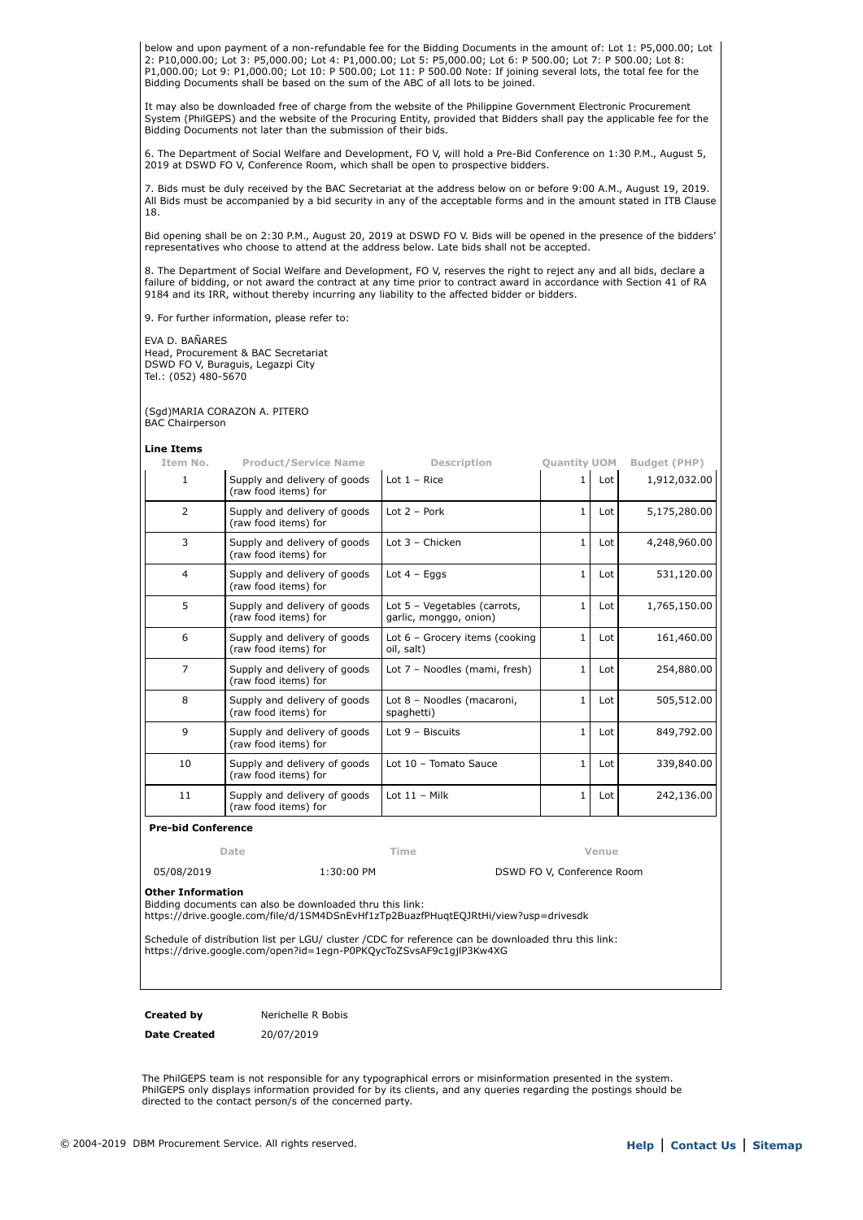below and upon payment of a non-refundable fee for the Bidding Documents in the amount of: Lot 1: P5,000.00; Lot 2: P10,000.00; Lot 3: P5,000.00; Lot 4: P1,000.00; Lot 5: P5,000.00; Lot 6: P 500.00; Lot 7: P 500.00; Lot 8: P1,000.00; Lot 9: P1,000.00; Lot 10: P 500.00; Lot 11: P 500.00 Note: If joining several lots, the total fee for the Bidding Documents shall be based on the sum of the ABC of all lots to be joined.

It may also be downloaded free of charge from the website of the Philippine Government Electronic Procurement System (PhilGEPS) and the website of the Procuring Entity, provided that Bidders shall pay the applicable fee for the Bidding Documents not later than the submission of their bids.

6. The Department of Social Welfare and Development, FO V, will hold a Pre-Bid Conference on 1:30 P.M., August 5, 2019 at DSWD FO V, Conference Room, which shall be open to prospective bidders.

7. Bids must be duly received by the BAC Secretariat at the address below on or before 9:00 A.M., August 19, 2019. All Bids must be accompanied by a bid security in any of the acceptable forms and in the amount stated in ITB Clause 18.

Bid opening shall be on 2:30 P.M., August 20, 2019 at DSWD FO V. Bids will be opened in the presence of the bidders' representatives who choose to attend at the address below. Late bids shall not be accepted.

8. The Department of Social Welfare and Development, FO V, reserves the right to reject any and all bids, declare a failure of bidding, or not award the contract at any time prior to contract award in accordance with Section 41 of RA 9184 and its IRR, without thereby incurring any liability to the affected bidder or bidders.

9. For further information, please refer to:

EVA D. BAÑARES
Head, Procurement & BAC Secretariat
DSWD FO V, Buraguis, Legazpi City
Tel.: (052) 480-5670

(Sgd)MARIA CORAZON A. PITERO
BAC Chairperson

**Line Items**

| Item No. | Product/Service Name | Description | Quantity | UOM | Budget (PHP) |
|---|---|---|---|---|---|
| 1 | Supply and delivery of goods (raw food items) for | Lot 1 – Rice | 1 | Lot | 1,912,032.00 |
| 2 | Supply and delivery of goods (raw food items) for | Lot 2 – Pork | 1 | Lot | 5,175,280.00 |
| 3 | Supply and delivery of goods (raw food items) for | Lot 3 – Chicken | 1 | Lot | 4,248,960.00 |
| 4 | Supply and delivery of goods (raw food items) for | Lot 4 – Eggs | 1 | Lot | 531,120.00 |
| 5 | Supply and delivery of goods (raw food items) for | Lot 5 – Vegetables (carrots, garlic, monggo, onion) | 1 | Lot | 1,765,150.00 |
| 6 | Supply and delivery of goods (raw food items) for | Lot 6 – Grocery items (cooking oil, salt) | 1 | Lot | 161,460.00 |
| 7 | Supply and delivery of goods (raw food items) for | Lot 7 – Noodles (mami, fresh) | 1 | Lot | 254,880.00 |
| 8 | Supply and delivery of goods (raw food items) for | Lot 8 – Noodles (macaroni, spaghetti) | 1 | Lot | 505,512.00 |
| 9 | Supply and delivery of goods (raw food items) for | Lot 9 – Biscuits | 1 | Lot | 849,792.00 |
| 10 | Supply and delivery of goods (raw food items) for | Lot 10 – Tomato Sauce | 1 | Lot | 339,840.00 |
| 11 | Supply and delivery of goods (raw food items) for | Lot 11 – Milk | 1 | Lot | 242,136.00 |

**Pre-bid Conference**

| Date | Time | Venue |
|---|---|---|
| 05/08/2019 | 1:30:00 PM | DSWD FO V, Conference Room |

**Other Information**

Bidding documents can also be downloaded thru this link:
https://drive.google.com/file/d/1SM4DSnEvHf1zTp2BuazfPHuqtEQJRtHi/view?usp=drivesdk

Schedule of distribution list per LGU/ cluster /CDC for reference can be downloaded thru this link:
https://drive.google.com/open?id=1egn-P0PKQycToZSvsAF9c1gjlP3Kw4XG

**Created by** Nerichelle R Bobis

**Date Created** 20/07/2019

The PhilGEPS team is not responsible for any typographical errors or misinformation presented in the system. PhilGEPS only displays information provided for by its clients, and any queries regarding the postings should be directed to the contact person/s of the concerned party.

© 2004-2019 DBM Procurement Service. All rights reserved.

**Help** | **Contact Us** | **Sitemap**